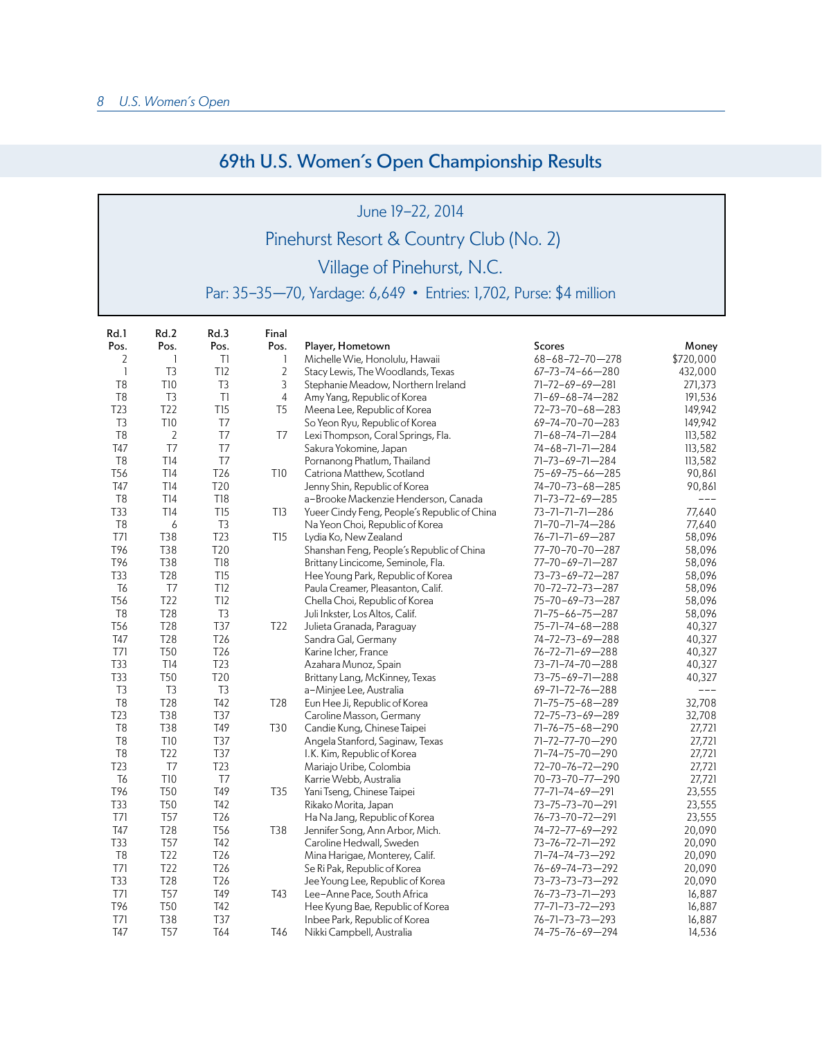# 69th U.S. Women's Open Championship Results

June 19–22, 2014

Pinehurst Resort & Country Club (No. 2)

Village of Pinehurst, N.C.

Par: 35–35—70, Yardage: 6,649 • Entries: 1,702, Purse: $4 million

| Rd.1 Pos. | Rd.2 Pos. | Rd.3 Pos. | Final Pos. | Player, Hometown | Scores | Money |
|---|---|---|---|---|---|---|
| 2 | 1 | T1 | 1 | Michelle Wie, Honolulu, Hawaii | 68–68–72–70—278 | $720,000 |
| 1 | T3 | T12 | 2 | Stacy Lewis, The Woodlands, Texas | 67–73–74–66—280 | 432,000 |
| T8 | T10 | T3 | 3 | Stephanie Meadow, Northern Ireland | 71–72–69–69—281 | 271,373 |
| T8 | T3 | T1 | 4 | Amy Yang, Republic of Korea | 71–69–68–74—282 | 191,536 |
| T23 | T22 | T15 | T5 | Meena Lee, Republic of Korea | 72–73–70–68—283 | 149,942 |
| T3 | T10 | T7 | | So Yeon Ryu, Republic of Korea | 69–74–70–70—283 | 149,942 |
| T8 | 2 | T7 | T7 | Lexi Thompson, Coral Springs, Fla. | 71–68–74–71—284 | 113,582 |
| T47 | T7 | T7 | | Sakura Yokomine, Japan | 74–68–71–71—284 | 113,582 |
| T8 | T14 | T7 | | Pornanong Phatlum, Thailand | 71–73–69–71—284 | 113,582 |
| T56 | T14 | T26 | T10 | Catriona Matthew, Scotland | 75–69–75–66—285 | 90,861 |
| T47 | T14 | T20 | | Jenny Shin, Republic of Korea | 74–70–73–68—285 | 90,861 |
| T8 | T14 | T18 | | a–Brooke Mackenzie Henderson, Canada | 71–73–72–69—285 | --- |
| T33 | T14 | T15 | T13 | Yueer Cindy Feng, People's Republic of China | 73–71–71–71—286 | 77,640 |
| T8 | 6 | T3 | | Na Yeon Choi, Republic of Korea | 71–70–71–74—286 | 77,640 |
| T71 | T38 | T23 | T15 | Lydia Ko, New Zealand | 76–71–71–69—287 | 58,096 |
| T96 | T38 | T20 | | Shanshan Feng, People's Republic of China | 77–70–70–70—287 | 58,096 |
| T96 | T38 | T18 | | Brittany Lincicome, Seminole, Fla. | 77–70–69–71—287 | 58,096 |
| T33 | T28 | T15 | | Hee Young Park, Republic of Korea | 73–73–69–72—287 | 58,096 |
| T6 | T7 | T12 | | Paula Creamer, Pleasanton, Calif. | 70–72–72–73—287 | 58,096 |
| T56 | T22 | T12 | | Chella Choi, Republic of Korea | 75–70–69–73—287 | 58,096 |
| T8 | T28 | T3 | | Juli Inkster, Los Altos, Calif. | 71–75–66–75—287 | 58,096 |
| T56 | T28 | T37 | T22 | Julieta Granada, Paraguay | 75–71–74–68—288 | 40,327 |
| T47 | T28 | T26 | | Sandra Gal, Germany | 74–72–73–69—288 | 40,327 |
| T71 | T50 | T26 | | Karine Icher, France | 76–72–71–69—288 | 40,327 |
| T33 | T14 | T23 | | Azahara Munoz, Spain | 73–71–74–70—288 | 40,327 |
| T33 | T50 | T20 | | Brittany Lang, McKinney, Texas | 73–75–69–71—288 | 40,327 |
| T3 | T3 | T3 | | a–Minjee Lee, Australia | 69–71–72–76—288 | --- |
| T8 | T28 | T42 | T28 | Eun Hee Ji, Republic of Korea | 71–75–75–68—289 | 32,708 |
| T23 | T38 | T37 | | Caroline Masson, Germany | 72–75–73–69—289 | 32,708 |
| T8 | T38 | T49 | T30 | Candie Kung, Chinese Taipei | 71–76–75–68—290 | 27,721 |
| T8 | T10 | T37 | | Angela Stanford, Saginaw, Texas | 71–72–77–70—290 | 27,721 |
| T8 | T22 | T37 | | I.K. Kim, Republic of Korea | 71–74–75–70—290 | 27,721 |
| T23 | T7 | T23 | | Mariajo Uribe, Colombia | 72–70–76–72—290 | 27,721 |
| T6 | T10 | T7 | | Karrie Webb, Australia | 70–73–70–77—290 | 27,721 |
| T96 | T50 | T49 | T35 | Yani Tseng, Chinese Taipei | 77–71–74–69—291 | 23,555 |
| T33 | T50 | T42 | | Rikako Morita, Japan | 73–75–73–70—291 | 23,555 |
| T71 | T57 | T26 | | Ha Na Jang, Republic of Korea | 76–73–70–72—291 | 23,555 |
| T47 | T28 | T56 | T38 | Jennifer Song, Ann Arbor, Mich. | 74–72–77–69—292 | 20,090 |
| T33 | T57 | T42 | | Caroline Hedwall, Sweden | 73–76–72–71—292 | 20,090 |
| T8 | T22 | T26 | | Mina Harigae, Monterey, Calif. | 71–74–74–73—292 | 20,090 |
| T71 | T22 | T26 | | Se Ri Pak, Republic of Korea | 76–69–74–73—292 | 20,090 |
| T33 | T28 | T26 | | Jee Young Lee, Republic of Korea | 73–73–73–73—292 | 20,090 |
| T71 | T57 | T49 | T43 | Lee–Anne Pace, South Africa | 76–73–73–71—293 | 16,887 |
| T96 | T50 | T42 | | Hee Kyung Bae, Republic of Korea | 77–71–73–72—293 | 16,887 |
| T71 | T38 | T37 | | Inbee Park, Republic of Korea | 76–71–73–73—293 | 16,887 |
| T47 | T57 | T64 | T46 | Nikki Campbell, Australia | 74–75–76–69—294 | 14,536 |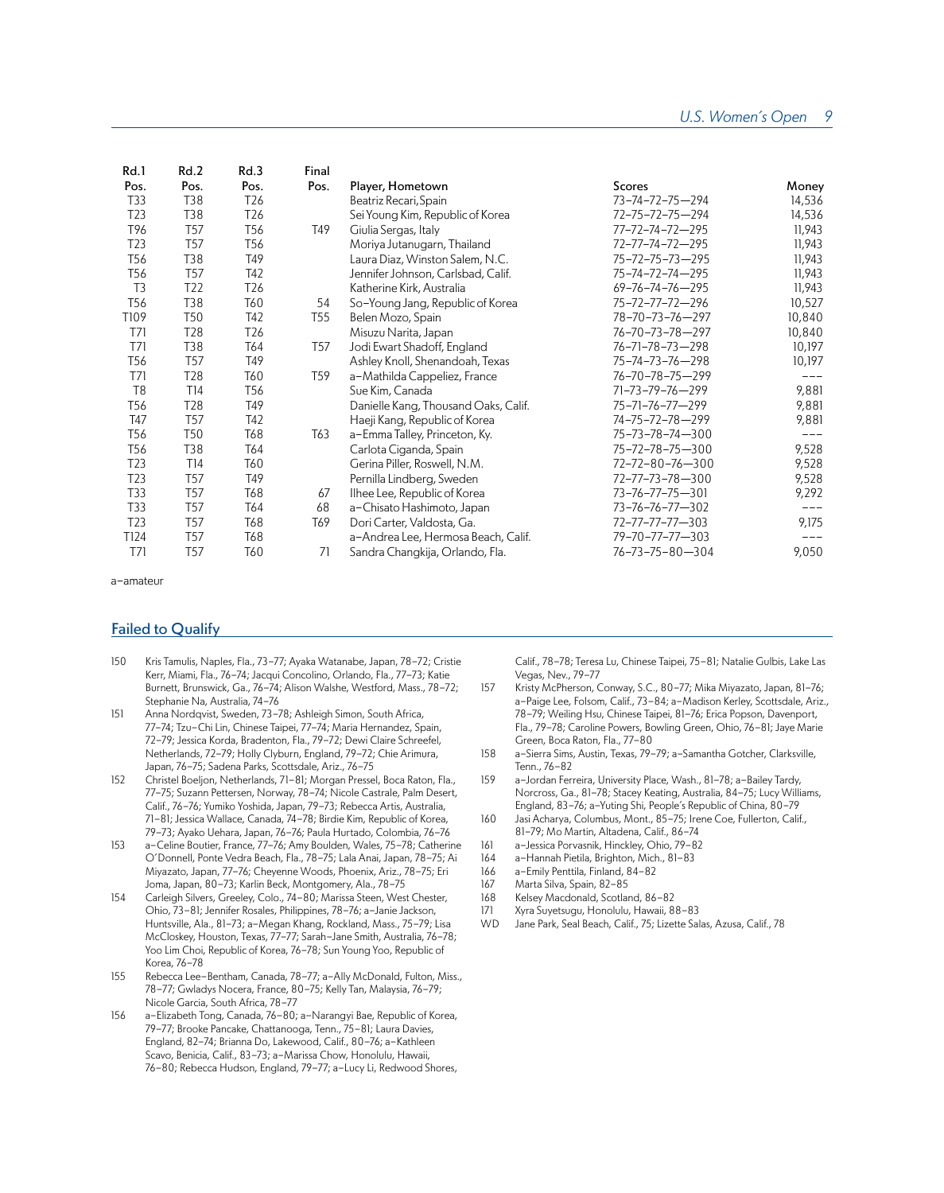| Rd.1 Pos. | Rd.2 Pos. | Rd.3 Pos. | Final Pos. | Player, Hometown | Scores | Money |
|---|---|---|---|---|---|---|
| T33 | T38 | T26 | | Beatriz Recari, Spain | 73–74–72–75—294 | 14,536 |
| T23 | T38 | T26 | | Sei Young Kim, Republic of Korea | 72–75–72–75—294 | 14,536 |
| T96 | T57 | T56 | T49 | Giulia Sergas, Italy | 77–72–74–72—295 | 11,943 |
| T23 | T57 | T56 | | Moriya Jutanugarn, Thailand | 72–77–74–72—295 | 11,943 |
| T56 | T38 | T49 | | Laura Diaz, Winston Salem, N.C. | 75–72–75–73—295 | 11,943 |
| T56 | T57 | T42 | | Jennifer Johnson, Carlsbad, Calif. | 75–74–72–74—295 | 11,943 |
| T3 | T22 | T26 | | Katherine Kirk, Australia | 69–76–74–76—295 | 11,943 |
| T56 | T38 | T60 | 54 | So-Young Jang, Republic of Korea | 75–72–77–72—296 | 10,527 |
| T109 | T50 | T42 | T55 | Belen Mozo, Spain | 78–70–73–76—297 | 10,840 |
| T71 | T28 | T26 | | Misuzu Narita, Japan | 76–70–73–78—297 | 10,840 |
| T71 | T38 | T64 | T57 | Jodi Ewart Shadoff, England | 76–71–78–73—298 | 10,197 |
| T56 | T57 | T49 | | Ashley Knoll, Shenandoah, Texas | 75–74–73–76—298 | 10,197 |
| T71 | T28 | T60 | T59 | a–Mathilda Cappeliez, France | 76–70–78–75—299 | --- |
| T8 | T14 | T56 | | Sue Kim, Canada | 71–73–79–76—299 | 9,881 |
| T56 | T28 | T49 | | Danielle Kang, Thousand Oaks, Calif. | 75–71–76–77—299 | 9,881 |
| T47 | T57 | T42 | | Haeji Kang, Republic of Korea | 74–75–72–78—299 | 9,881 |
| T56 | T50 | T68 | T63 | a–Emma Talley, Princeton, Ky. | 75–73–78–74—300 | --- |
| T56 | T38 | T64 | | Carlota Ciganda, Spain | 75–72–78–75—300 | 9,528 |
| T23 | T14 | T60 | | Gerina Piller, Roswell, N.M. | 72–72–80–76—300 | 9,528 |
| T23 | T57 | T49 | | Pernilla Lindberg, Sweden | 72–77–73–78—300 | 9,528 |
| T33 | T57 | T68 | 67 | Ilhee Lee, Republic of Korea | 73–76–77–75—301 | 9,292 |
| T33 | T57 | T64 | 68 | a–Chisato Hashimoto, Japan | 73–76–76–77—302 | --- |
| T23 | T57 | T68 | T69 | Dori Carter, Valdosta, Ga. | 72–77–77–77—303 | 9,175 |
| T124 | T57 | T68 | | a–Andrea Lee, Hermosa Beach, Calif. | 79–70–77–77—303 | --- |
| T71 | T57 | T60 | 71 | Sandra Changkija, Orlando, Fla. | 76–73–75–80—304 | 9,050 |

a–amateur

## Failed to Qualify

150 Kris Tamulis, Naples, Fla., 73–77; Ayaka Watanabe, Japan, 78–72; Cristie Kerr, Miami, Fla., 76–74; Jacqui Concolino, Orlando, Fla., 77–73; Katie Burnett, Brunswick, Ga., 76–74; Alison Walshe, Westford, Mass., 78–72; Stephanie Na, Australia, 74–76

151 Anna Nordqvist, Sweden, 73–78; Ashleigh Simon, South Africa, 77–74; Tzu-Chi Lin, Chinese Taipei, 77–74; Maria Hernandez, Spain, 72–79; Jessica Korda, Bradenton, Fla., 79–72; Dewi Claire Schreefel, Netherlands, 72–79; Holly Clyburn, England, 79–72; Chie Arimura, Japan, 76–75; Sadena Parks, Scottsdale, Ariz., 76–75

152 Christel Boeljon, Netherlands, 71–81; Morgan Pressel, Boca Raton, Fla., 77–75; Suzann Pettersen, Norway, 78–74; Nicole Castrale, Palm Desert, Calif., 76–76; Yumiko Yoshida, Japan, 79–73; Rebecca Artis, Australia, 71–81; Jessica Wallace, Canada, 74–78; Birdie Kim, Republic of Korea, 79–73; Ayako Uehara, Japan, 76–76; Paula Hurtado, Colombia, 76–76

153 a–Celine Boutier, France, 77–76; Amy Boulden, Wales, 75–78; Catherine O'Donnell, Ponte Vedra Beach, Fla., 78–75; Lala Anai, Japan, 78–75; Ai Miyazato, Japan, 77–76; Cheyenne Woods, Phoenix, Ariz., 78–75; Eri Joma, Japan, 80–73; Karlin Beck, Montgomery, Ala., 78–75

154 Carleigh Silvers, Greeley, Colo., 74–80; Marissa Steen, West Chester, Ohio, 73–81; Jennifer Rosales, Philippines, 78–76; a–Janie Jackson, Huntsville, Ala., 81–73; a–Megan Khang, Rockland, Mass., 75–79; Lisa McCloskey, Houston, Texas, 77–77; Sarah-Jane Smith, Australia, 76–78; Yoo Lim Choi, Republic of Korea, 76–78; Sun Young Yoo, Republic of Korea, 76–78

155 Rebecca Lee-Bentham, Canada, 78–77; a–Ally McDonald, Fulton, Miss., 78–77; Gwladys Nocera, France, 80–75; Kelly Tan, Malaysia, 76–79; Nicole Garcia, South Africa, 78–77

156 a–Elizabeth Tong, Canada, 76–80; a–Narangyi Bae, Republic of Korea, 79–77; Brooke Pancake, Chattanooga, Tenn., 75–81; Laura Davies, England, 82–74; Brianna Do, Lakewood, Calif., 80–76; a–Kathleen Scavo, Benicia, Calif., 83–73; a–Marissa Chow, Honolulu, Hawaii, 76–80; Rebecca Hudson, England, 79–77; a–Lucy Li, Redwood Shores, Calif., 78–78; Teresa Lu, Chinese Taipei, 75–81; Natalie Gulbis, Lake Las Vegas, Nev., 79–77

157 Kristy McPherson, Conway, S.C., 80–77; Mika Miyazato, Japan, 81–76; a–Paige Lee, Folsom, Calif., 73–84; a–Madison Kerley, Scottsdale, Ariz., 78–79; Weiling Hsu, Chinese Taipei, 81–76; Erica Popson, Davenport, Fla., 79–78; Caroline Powers, Bowling Green, Ohio, 76–81; Jaye Marie Green, Boca Raton, Fla., 77–80

158 a–Sierra Sims, Austin, Texas, 79–79; a–Samantha Gotcher, Clarksville, Tenn., 76–82

159 a–Jordan Ferreira, University Place, Wash., 81–78; a–Bailey Tardy, Norcross, Ga., 81–78; Stacey Keating, Australia, 84–75; Lucy Williams, England, 83–76; a–Yuting Shi, People's Republic of China, 80–79

160 Jasi Acharya, Columbus, Mont., 85–75; Irene Coe, Fullerton, Calif., 81–79; Mo Martin, Altadena, Calif., 86–74

161 a–Jessica Porvasnik, Hinckley, Ohio, 79–82

164 a–Hannah Pietila, Brighton, Mich., 81–83

166 a–Emily Penttila, Finland, 84–82

167 Marta Silva, Spain, 82–85

168 Kelsey Macdonald, Scotland, 86–82

171 Xyra Suyetsugu, Honolulu, Hawaii, 88–83

WD Jane Park, Seal Beach, Calif., 75; Lizette Salas, Azusa, Calif., 78